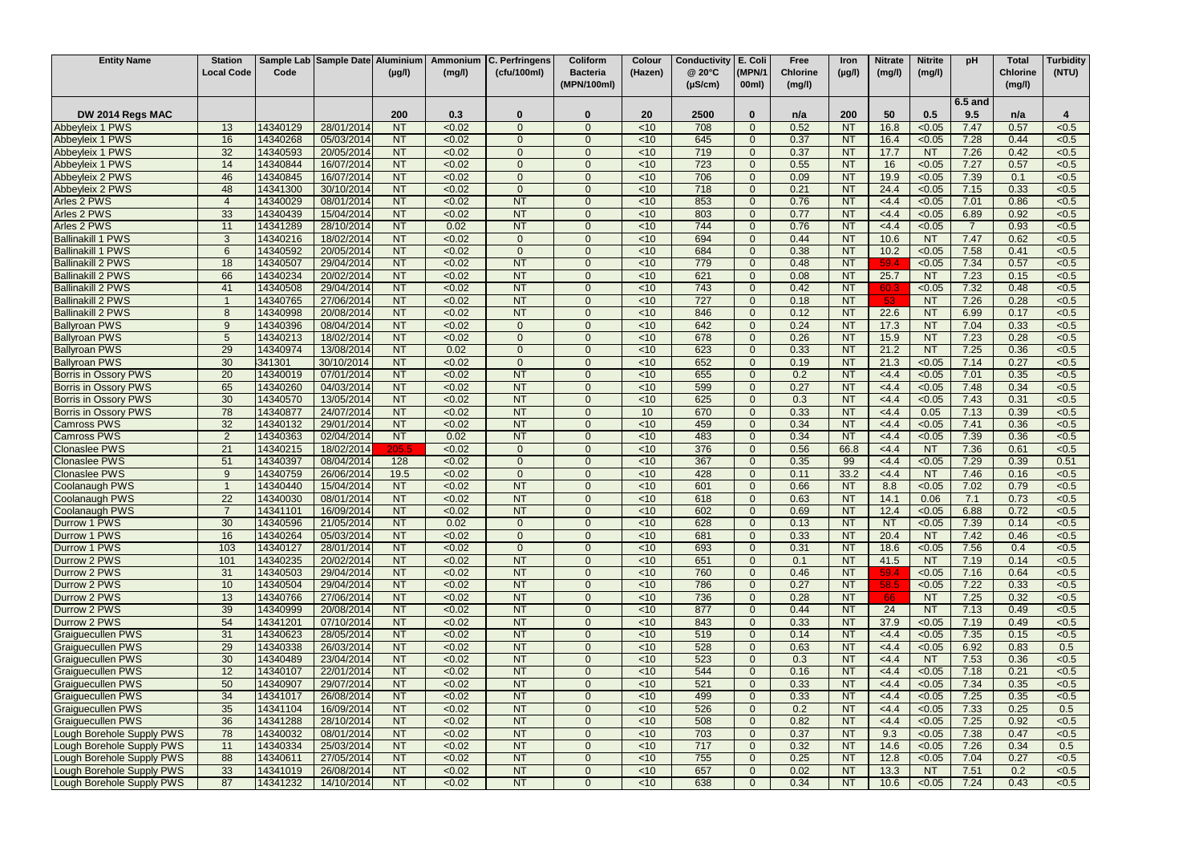| Entity Name | Station Local Code | Sample Lab Code | Sample Date | Aluminium (µg/l) | Ammonium (mg/l) | C. Perfringens (cfu/100ml) | Coliform Bacteria (MPN/100ml) | Colour (Hazen) | Conductivity @ 20°C (µS/cm) | E. Coli (MPN/100ml) | Free Chlorine (mg/l) | Iron (µg/l) | Nitrate (mg/l) | Nitrite (mg/l) | pH | Total Chlorine (mg/l) | Turbidity (NTU) |
|---|---|---|---|---|---|---|---|---|---|---|---|---|---|---|---|---|---|
| **DW 2014 Regs MAC** | | | | **200** | **0.3** | **0** | **0** | **20** | **2500** | **0** | **n/a** | **200** | **50** | **0.5** | **6.5 and 9.5** | **n/a** | **4** |
| Abbeyleix 1 PWS | 13 | 14340129 | 28/01/2014 | NT | <0.02 | 0 | 0 | <10 | 708 | 0 | 0.52 | NT | 16.8 | <0.05 | 7.47 | 0.57 | <0.5 |
| Abbeyleix 1 PWS | 16 | 14340268 | 05/03/2014 | NT | <0.02 | 0 | 0 | <10 | 645 | 0 | 0.37 | NT | 16.4 | <0.05 | 7.28 | 0.44 | <0.5 |
| Abbeyleix 1 PWS | 32 | 14340593 | 20/05/2014 | NT | <0.02 | 0 | 0 | <10 | 719 | 0 | 0.37 | NT | 17.7 | NT | 7.26 | 0.42 | <0.5 |
| Abbeyleix 1 PWS | 14 | 14340844 | 16/07/2014 | NT | <0.02 | 0 | 0 | <10 | 723 | 0 | 0.55 | NT | 16 | <0.05 | 7.27 | 0.57 | <0.5 |
| Abbeyleix 2 PWS | 46 | 14340845 | 16/07/2014 | NT | <0.02 | 0 | 0 | <10 | 706 | 0 | 0.09 | NT | 19.9 | <0.05 | 7.39 | 0.1 | <0.5 |
| Abbeyleix 2 PWS | 48 | 14341300 | 30/10/2014 | NT | <0.02 | 0 | 0 | <10 | 718 | 0 | 0.21 | NT | 24.4 | <0.05 | 7.15 | 0.33 | <0.5 |
| Arles 2 PWS | 4 | 14340029 | 08/01/2014 | NT | <0.02 | NT | 0 | <10 | 853 | 0 | 0.76 | NT | <4.4 | <0.05 | 7.01 | 0.86 | <0.5 |
| Arles 2 PWS | 33 | 14340439 | 15/04/2014 | NT | <0.02 | NT | 0 | <10 | 803 | 0 | 0.77 | NT | <4.4 | <0.05 | 6.89 | 0.92 | <0.5 |
| Arles 2 PWS | 11 | 14341289 | 28/10/2014 | NT | 0.02 | NT | 0 | <10 | 744 | 0 | 0.76 | NT | <4.4 | <0.05 | 7 | 0.93 | <0.5 |
| Ballinakill 1 PWS | 3 | 14340216 | 18/02/2014 | NT | <0.02 | 0 | 0 | <10 | 694 | 0 | 0.44 | NT | 10.6 | NT | 7.47 | 0.62 | <0.5 |
| Ballinakill 1 PWS | 6 | 14340592 | 20/05/2014 | NT | <0.02 | 0 | 0 | <10 | 684 | 0 | 0.38 | NT | 10.2 | <0.05 | 7.58 | 0.41 | <0.5 |
| Ballinakill 2 PWS | 18 | 14340507 | 29/04/2014 | NT | <0.02 | NT | 0 | <10 | 779 | 0 | 0.48 | NT | 59.4 | <0.05 | 7.34 | 0.57 | <0.5 |
| Ballinakill 2 PWS | 66 | 14340234 | 20/02/2014 | NT | <0.02 | NT | 0 | <10 | 621 | 0 | 0.08 | NT | 25.7 | NT | 7.23 | 0.15 | <0.5 |
| Ballinakill 2 PWS | 41 | 14340508 | 29/04/2014 | NT | <0.02 | NT | 0 | <10 | 743 | 0 | 0.42 | NT | 60.3 | <0.05 | 7.32 | 0.48 | <0.5 |
| Ballinakill 2 PWS | 1 | 14340765 | 27/06/2014 | NT | <0.02 | NT | 0 | <10 | 727 | 0 | 0.18 | NT | 53 | NT | 7.26 | 0.28 | <0.5 |
| Ballinakill 2 PWS | 8 | 14340998 | 20/08/2014 | NT | <0.02 | NT | 0 | <10 | 846 | 0 | 0.12 | NT | 22.6 | NT | 6.99 | 0.17 | <0.5 |
| Ballyroan PWS | 9 | 14340396 | 08/04/2014 | NT | <0.02 | 0 | 0 | <10 | 642 | 0 | 0.24 | NT | 17.3 | NT | 7.04 | 0.33 | <0.5 |
| Ballyroan PWS | 5 | 14340213 | 18/02/2014 | NT | <0.02 | 0 | 0 | <10 | 678 | 0 | 0.26 | NT | 15.9 | NT | 7.23 | 0.28 | <0.5 |
| Ballyroan PWS | 29 | 14340974 | 13/08/2014 | NT | 0.02 | 0 | 0 | <10 | 623 | 0 | 0.33 | NT | 21.2 | NT | 7.25 | 0.36 | <0.5 |
| Ballyroan PWS | 30 | 341301 | 30/10/2014 | NT | <0.02 | 0 | 0 | <10 | 652 | 0 | 0.19 | NT | 21.3 | <0.05 | 7.14 | 0.27 | <0.5 |
| Borris in Ossory PWS | 20 | 14340019 | 07/01/2014 | NT | <0.02 | NT | 0 | <10 | 655 | 0 | 0.2 | NT | <4.4 | <0.05 | 7.01 | 0.35 | <0.5 |
| Borris in Ossory PWS | 65 | 14340260 | 04/03/2014 | NT | <0.02 | NT | 0 | <10 | 599 | 0 | 0.27 | NT | <4.4 | <0.05 | 7.48 | 0.34 | <0.5 |
| Borris in Ossory PWS | 30 | 14340570 | 13/05/2014 | NT | <0.02 | NT | 0 | <10 | 625 | 0 | 0.3 | NT | <4.4 | <0.05 | 7.43 | 0.31 | <0.5 |
| Borris in Ossory PWS | 78 | 14340877 | 24/07/2014 | NT | <0.02 | NT | 0 | 10 | 670 | 0 | 0.33 | NT | <4.4 | 0.05 | 7.13 | 0.39 | <0.5 |
| Camross PWS | 32 | 14340132 | 29/01/2014 | NT | <0.02 | NT | 0 | <10 | 459 | 0 | 0.34 | NT | <4.4 | <0.05 | 7.41 | 0.36 | <0.5 |
| Camross PWS | 2 | 14340363 | 02/04/2014 | NT | 0.02 | NT | 0 | <10 | 483 | 0 | 0.34 | NT | <4.4 | <0.05 | 7.39 | 0.36 | <0.5 |
| Clonaslee PWS | 21 | 14340215 | 18/02/2014 | 205.5 | <0.02 | 0 | 0 | <10 | 376 | 0 | 0.56 | 66.8 | <4.4 | NT | 7.36 | 0.61 | <0.5 |
| Clonaslee PWS | 51 | 14340397 | 08/04/2014 | 128 | <0.02 | 0 | 0 | <10 | 367 | 0 | 0.35 | 99 | <4.4 | <0.05 | 7.29 | 0.39 | 0.51 |
| Clonaslee PWS | 9 | 14340759 | 26/06/2014 | 19.5 | <0.02 | 0 | 0 | <10 | 428 | 0 | 0.11 | 33.2 | <4.4 | NT | 7.46 | 0.16 | <0.5 |
| Coolanaugh PWS | 1 | 14340440 | 15/04/2014 | NT | <0.02 | NT | 0 | <10 | 601 | 0 | 0.66 | NT | 8.8 | <0.05 | 7.02 | 0.79 | <0.5 |
| Coolanaugh PWS | 22 | 14340030 | 08/01/2014 | NT | <0.02 | NT | 0 | <10 | 618 | 0 | 0.63 | NT | 14.1 | 0.06 | 7.1 | 0.73 | <0.5 |
| Coolanaugh PWS | 7 | 14341101 | 16/09/2014 | NT | <0.02 | NT | 0 | <10 | 602 | 0 | 0.69 | NT | 12.4 | <0.05 | 6.88 | 0.72 | <0.5 |
| Durrow 1 PWS | 30 | 14340596 | 21/05/2014 | NT | 0.02 | 0 | 0 | <10 | 628 | 0 | 0.13 | NT | NT | <0.05 | 7.39 | 0.14 | <0.5 |
| Durrow 1 PWS | 16 | 14340264 | 05/03/2014 | NT | <0.02 | 0 | 0 | <10 | 681 | 0 | 0.33 | NT | 20.4 | NT | 7.42 | 0.46 | <0.5 |
| Durrow 1 PWS | 103 | 14340127 | 28/01/2014 | NT | <0.02 | 0 | 0 | <10 | 693 | 0 | 0.31 | NT | 18.6 | <0.05 | 7.56 | 0.4 | <0.5 |
| Durrow 2 PWS | 101 | 14340235 | 20/02/2014 | NT | <0.02 | NT | 0 | <10 | 651 | 0 | 0.1 | NT | 41.5 | NT | 7.19 | 0.14 | <0.5 |
| Durrow 2 PWS | 31 | 14340503 | 29/04/2014 | NT | <0.02 | NT | 0 | <10 | 760 | 0 | 0.46 | NT | 59.4 | <0.05 | 7.16 | 0.64 | <0.5 |
| Durrow 2 PWS | 10 | 14340504 | 29/04/2014 | NT | <0.02 | NT | 0 | <10 | 786 | 0 | 0.27 | NT | 58.5 | <0.05 | 7.22 | 0.33 | <0.5 |
| Durrow 2 PWS | 13 | 14340766 | 27/06/2014 | NT | <0.02 | NT | 0 | <10 | 736 | 0 | 0.28 | NT | 66 | NT | 7.25 | 0.32 | <0.5 |
| Durrow 2 PWS | 39 | 14340999 | 20/08/2014 | NT | <0.02 | NT | 0 | <10 | 877 | 0 | 0.44 | NT | 24 | NT | 7.13 | 0.49 | <0.5 |
| Durrow 2 PWS | 54 | 14341201 | 07/10/2014 | NT | <0.02 | NT | 0 | <10 | 843 | 0 | 0.33 | NT | 37.9 | <0.05 | 7.19 | 0.49 | <0.5 |
| Graiguecullen PWS | 31 | 14340623 | 28/05/2014 | NT | <0.02 | NT | 0 | <10 | 519 | 0 | 0.14 | NT | <4.4 | <0.05 | 7.35 | 0.15 | <0.5 |
| Graiguecullen PWS | 29 | 14340338 | 26/03/2014 | NT | <0.02 | NT | 0 | <10 | 528 | 0 | 0.63 | NT | <4.4 | <0.05 | 6.92 | 0.83 | 0.5 |
| Graiguecullen PWS | 30 | 14340489 | 23/04/2014 | NT | <0.02 | NT | 0 | <10 | 523 | 0 | 0.3 | NT | <4.4 | NT | 7.53 | 0.36 | <0.5 |
| Graiguecullen PWS | 12 | 14340107 | 22/01/2014 | NT | <0.02 | NT | 0 | <10 | 544 | 0 | 0.16 | NT | <4.4 | <0.05 | 7.18 | 0.21 | <0.5 |
| Graiguecullen PWS | 50 | 14340907 | 29/07/2014 | NT | <0.02 | NT | 0 | <10 | 521 | 0 | 0.33 | NT | <4.4 | <0.05 | 7.34 | 0.35 | <0.5 |
| Graiguecullen PWS | 34 | 14341017 | 26/08/2014 | NT | <0.02 | NT | 0 | <10 | 499 | 0 | 0.33 | NT | <4.4 | <0.05 | 7.25 | 0.35 | <0.5 |
| Graiguecullen PWS | 35 | 14341104 | 16/09/2014 | NT | <0.02 | NT | 0 | <10 | 526 | 0 | 0.2 | NT | <4.4 | <0.05 | 7.33 | 0.25 | 0.5 |
| Graiguecullen PWS | 36 | 14341288 | 28/10/2014 | NT | <0.02 | NT | 0 | <10 | 508 | 0 | 0.82 | NT | <4.4 | <0.05 | 7.25 | 0.92 | <0.5 |
| Lough Borehole Supply PWS | 78 | 14340032 | 08/01/2014 | NT | <0.02 | NT | 0 | <10 | 703 | 0 | 0.37 | NT | 9.3 | <0.05 | 7.38 | 0.47 | <0.5 |
| Lough Borehole Supply PWS | 11 | 14340334 | 25/03/2014 | NT | <0.02 | NT | 0 | <10 | 717 | 0 | 0.32 | NT | 14.6 | <0.05 | 7.26 | 0.34 | 0.5 |
| Lough Borehole Supply PWS | 88 | 14340611 | 27/05/2014 | NT | <0.02 | NT | 0 | <10 | 755 | 0 | 0.25 | NT | 12.8 | <0.05 | 7.04 | 0.27 | <0.5 |
| Lough Borehole Supply PWS | 33 | 14341019 | 26/08/2014 | NT | <0.02 | NT | 0 | <10 | 657 | 0 | 0.02 | NT | 13.3 | NT | 7.51 | 0.2 | <0.5 |
| Lough Borehole Supply PWS | 87 | 14341232 | 14/10/2014 | NT | <0.02 | NT | 0 | <10 | 638 | 0 | 0.34 | NT | 10.6 | <0.05 | 7.24 | 0.43 | <0.5 |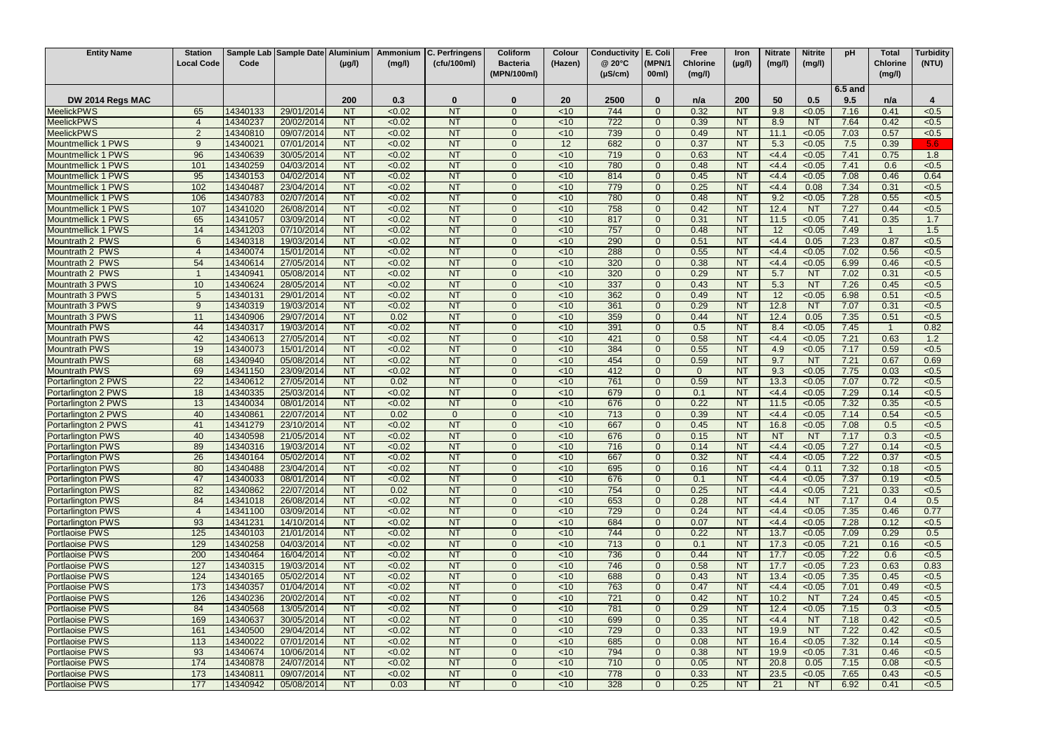| Entity Name | Station Local Code | Sample Lab Code | Sample Date | Aluminium (µg/l) | Ammonium (mg/l) | C. Perfringens (cfu/100ml) | Coliform Bacteria (MPN/100ml) | Colour (Hazen) | Conductivity @ 20°C (µS/cm) | E. Coli (MPN/100ml) | Free Chlorine (mg/l) | Iron (µg/l) | Nitrate (mg/l) | Nitrite (mg/l) | pH | Total Chlorine (mg/l) | Turbidity (NTU) |
|---|---|---|---|---|---|---|---|---|---|---|---|---|---|---|---|---|---|
| DW 2014 Regs MAC | | | | 200 | 0.3 | 0 | 0 | 20 | 2500 | 0 | n/a | 200 | 50 | 0.5 | 6.5 and 9.5 | n/a | 4 |
| MeelickPWS | 65 | 14340133 | 29/01/2014 | NT | <0.02 | NT | 0 | <10 | 744 | 0 | 0.32 | NT | 9.8 | <0.05 | 7.16 | 0.41 | <0.5 |
| MeelickPWS | 4 | 14340237 | 20/02/2014 | NT | <0.02 | NT | 0 | <10 | 722 | 0 | 0.39 | NT | 8.9 | NT | 7.64 | 0.42 | <0.5 |
| MeelickPWS | 2 | 14340810 | 09/07/2014 | NT | <0.02 | NT | 0 | <10 | 739 | 0 | 0.49 | NT | 11.1 | <0.05 | 7.03 | 0.57 | <0.5 |
| Mountmellick 1 PWS | 9 | 14340021 | 07/01/2014 | NT | <0.02 | NT | 0 | 12 | 682 | 0 | 0.37 | NT | 5.3 | <0.05 | 7.5 | 0.39 | 5.6 |
| Mountmellick 1 PWS | 96 | 14340639 | 30/05/2014 | NT | <0.02 | NT | 0 | <10 | 719 | 0 | 0.63 | NT | <4.4 | <0.05 | 7.41 | 0.75 | 1.8 |
| Mountmellick 1 PWS | 101 | 14340259 | 04/03/2014 | NT | <0.02 | NT | 0 | <10 | 780 | 0 | 0.48 | NT | <4.4 | <0.05 | 7.41 | 0.6 | <0.5 |
| Mountmellick 1 PWS | 95 | 14340153 | 04/02/2014 | NT | <0.02 | NT | 0 | <10 | 814 | 0 | 0.45 | NT | <4.4 | <0.05 | 7.08 | 0.46 | 0.64 |
| Mountmellick 1 PWS | 102 | 14340487 | 23/04/2014 | NT | <0.02 | NT | 0 | <10 | 779 | 0 | 0.25 | NT | <4.4 | 0.08 | 7.34 | 0.31 | <0.5 |
| Mountmellick 1 PWS | 106 | 14340783 | 02/07/2014 | NT | <0.02 | NT | 0 | <10 | 780 | 0 | 0.48 | NT | 9.2 | <0.05 | 7.28 | 0.55 | <0.5 |
| Mountmellick 1 PWS | 107 | 14341020 | 26/08/2014 | NT | <0.02 | NT | 0 | <10 | 758 | 0 | 0.42 | NT | 12.4 | NT | 7.27 | 0.44 | <0.5 |
| Mountmellick 1 PWS | 65 | 14341057 | 03/09/2014 | NT | <0.02 | NT | 0 | <10 | 817 | 0 | 0.31 | NT | 11.5 | <0.05 | 7.41 | 0.35 | 1.7 |
| Mountmellick 1 PWS | 14 | 14341203 | 07/10/2014 | NT | <0.02 | NT | 0 | <10 | 757 | 0 | 0.48 | NT | 12 | <0.05 | 7.49 | 1 | 1.5 |
| Mountrath 2 PWS | 6 | 14340318 | 19/03/2014 | NT | <0.02 | NT | 0 | <10 | 290 | 0 | 0.51 | NT | <4.4 | 0.05 | 7.23 | 0.87 | <0.5 |
| Mountrath 2 PWS | 4 | 14340074 | 15/01/2014 | NT | <0.02 | NT | 0 | <10 | 288 | 0 | 0.55 | NT | <4.4 | <0.05 | 7.02 | 0.56 | <0.5 |
| Mountrath 2 PWS | 54 | 14340614 | 27/05/2014 | NT | <0.02 | NT | 0 | <10 | 320 | 0 | 0.38 | NT | <4.4 | <0.05 | 6.99 | 0.46 | <0.5 |
| Mountrath 2 PWS | 1 | 14340941 | 05/08/2014 | NT | <0.02 | NT | 0 | <10 | 320 | 0 | 0.29 | NT | 5.7 | NT | 7.02 | 0.31 | <0.5 |
| Mountrath 3 PWS | 10 | 14340624 | 28/05/2014 | NT | <0.02 | NT | 0 | <10 | 337 | 0 | 0.43 | NT | 5.3 | NT | 7.26 | 0.45 | <0.5 |
| Mountrath 3 PWS | 5 | 14340131 | 29/01/2014 | NT | <0.02 | NT | 0 | <10 | 362 | 0 | 0.49 | NT | 12 | <0.05 | 6.98 | 0.51 | <0.5 |
| Mountrath 3 PWS | 9 | 14340319 | 19/03/2014 | NT | <0.02 | NT | 0 | <10 | 361 | 0 | 0.29 | NT | 12.8 | NT | 7.07 | 0.31 | <0.5 |
| Mountrath 3 PWS | 11 | 14340906 | 29/07/2014 | NT | 0.02 | NT | 0 | <10 | 359 | 0 | 0.44 | NT | 12.4 | 0.05 | 7.35 | 0.51 | <0.5 |
| Mountrath PWS | 44 | 14340317 | 19/03/2014 | NT | <0.02 | NT | 0 | <10 | 391 | 0 | 0.5 | NT | 8.4 | <0.05 | 7.45 | 1 | 0.82 |
| Mountrath PWS | 42 | 14340613 | 27/05/2014 | NT | <0.02 | NT | 0 | <10 | 421 | 0 | 0.58 | NT | <4.4 | <0.05 | 7.21 | 0.63 | 1.2 |
| Mountrath PWS | 19 | 14340073 | 15/01/2014 | NT | <0.02 | NT | 0 | <10 | 384 | 0 | 0.55 | NT | 4.9 | <0.05 | 7.17 | 0.59 | <0.5 |
| Mountrath PWS | 68 | 14340940 | 05/08/2014 | NT | <0.02 | NT | 0 | <10 | 454 | 0 | 0.59 | NT | 9.7 | NT | 7.21 | 0.67 | 0.69 |
| Mountrath PWS | 69 | 14341150 | 23/09/2014 | NT | <0.02 | NT | 0 | <10 | 412 | 0 | 0 | NT | 9.3 | <0.05 | 7.75 | 0.03 | <0.5 |
| Portarlington 2 PWS | 22 | 14340612 | 27/05/2014 | NT | 0.02 | NT | 0 | <10 | 761 | 0 | 0.59 | NT | 13.3 | <0.05 | 7.07 | 0.72 | <0.5 |
| Portarlington 2 PWS | 18 | 14340335 | 25/03/2014 | NT | <0.02 | NT | 0 | <10 | 679 | 0 | 0.1 | NT | <4.4 | <0.05 | 7.29 | 0.14 | <0.5 |
| Portarlington 2 PWS | 13 | 14340034 | 08/01/2014 | NT | <0.02 | NT | 0 | <10 | 676 | 0 | 0.22 | NT | 11.5 | <0.05 | 7.32 | 0.35 | <0.5 |
| Portarlington 2 PWS | 40 | 14340861 | 22/07/2014 | NT | 0.02 | 0 | 0 | <10 | 713 | 0 | 0.39 | NT | <4.4 | <0.05 | 7.14 | 0.54 | <0.5 |
| Portarlington 2 PWS | 41 | 14341279 | 23/10/2014 | NT | <0.02 | NT | 0 | <10 | 667 | 0 | 0.45 | NT | 16.8 | <0.05 | 7.08 | 0.5 | <0.5 |
| Portarlington PWS | 40 | 14340598 | 21/05/2014 | NT | <0.02 | NT | 0 | <10 | 676 | 0 | 0.15 | NT | NT | NT | 7.17 | 0.3 | <0.5 |
| Portarlington PWS | 89 | 14340316 | 19/03/2014 | NT | <0.02 | NT | 0 | <10 | 716 | 0 | 0.14 | NT | <4.4 | <0.05 | 7.27 | 0.14 | <0.5 |
| Portarlington PWS | 26 | 14340164 | 05/02/2014 | NT | <0.02 | NT | 0 | <10 | 667 | 0 | 0.32 | NT | <4.4 | <0.05 | 7.22 | 0.37 | <0.5 |
| Portarlington PWS | 80 | 14340488 | 23/04/2014 | NT | <0.02 | NT | 0 | <10 | 695 | 0 | 0.16 | NT | <4.4 | 0.11 | 7.32 | 0.18 | <0.5 |
| Portarlington PWS | 47 | 14340033 | 08/01/2014 | NT | <0.02 | NT | 0 | <10 | 676 | 0 | 0.1 | NT | <4.4 | <0.05 | 7.37 | 0.19 | <0.5 |
| Portarlington PWS | 82 | 14340862 | 22/07/2014 | NT | 0.02 | NT | 0 | <10 | 754 | 0 | 0.25 | NT | <4.4 | <0.05 | 7.21 | 0.33 | <0.5 |
| Portarlington PWS | 84 | 14341018 | 26/08/2014 | NT | <0.02 | NT | 0 | <10 | 653 | 0 | 0.28 | NT | <4.4 | NT | 7.17 | 0.4 | 0.5 |
| Portarlington PWS | 4 | 14341100 | 03/09/2014 | NT | <0.02 | NT | 0 | <10 | 729 | 0 | 0.24 | NT | <4.4 | <0.05 | 7.35 | 0.46 | 0.77 |
| Portarlington PWS | 93 | 14341231 | 14/10/2014 | NT | <0.02 | NT | 0 | <10 | 684 | 0 | 0.07 | NT | <4.4 | <0.05 | 7.28 | 0.12 | <0.5 |
| Portlaoise PWS | 125 | 14340103 | 21/01/2014 | NT | <0.02 | NT | 0 | <10 | 744 | 0 | 0.22 | NT | 13.7 | <0.05 | 7.09 | 0.29 | 0.5 |
| Portlaoise PWS | 129 | 14340258 | 04/03/2014 | NT | <0.02 | NT | 0 | <10 | 713 | 0 | 0.1 | NT | 17.3 | <0.05 | 7.21 | 0.16 | <0.5 |
| Portlaoise PWS | 200 | 14340464 | 16/04/2014 | NT | <0.02 | NT | 0 | <10 | 736 | 0 | 0.44 | NT | 17.7 | <0.05 | 7.22 | 0.6 | <0.5 |
| Portlaoise PWS | 127 | 14340315 | 19/03/2014 | NT | <0.02 | NT | 0 | <10 | 746 | 0 | 0.58 | NT | 17.7 | <0.05 | 7.23 | 0.63 | 0.83 |
| Portlaoise PWS | 124 | 14340165 | 05/02/2014 | NT | <0.02 | NT | 0 | <10 | 688 | 0 | 0.43 | NT | 13.4 | <0.05 | 7.35 | 0.45 | <0.5 |
| Portlaoise PWS | 173 | 14340357 | 01/04/2014 | NT | <0.02 | NT | 0 | <10 | 763 | 0 | 0.47 | NT | <4.4 | <0.05 | 7.01 | 0.49 | <0.5 |
| Portlaoise PWS | 126 | 14340236 | 20/02/2014 | NT | <0.02 | NT | 0 | <10 | 721 | 0 | 0.42 | NT | 10.2 | NT | 7.24 | 0.45 | <0.5 |
| Portlaoise PWS | 84 | 14340568 | 13/05/2014 | NT | <0.02 | NT | 0 | <10 | 781 | 0 | 0.29 | NT | 12.4 | <0.05 | 7.15 | 0.3 | <0.5 |
| Portlaoise PWS | 169 | 14340637 | 30/05/2014 | NT | <0.02 | NT | 0 | <10 | 699 | 0 | 0.35 | NT | <4.4 | NT | 7.18 | 0.42 | <0.5 |
| Portlaoise PWS | 161 | 14340500 | 29/04/2014 | NT | <0.02 | NT | 0 | <10 | 729 | 0 | 0.33 | NT | 19.9 | NT | 7.22 | 0.42 | <0.5 |
| Portlaoise PWS | 113 | 14340022 | 07/01/2014 | NT | <0.02 | NT | 0 | <10 | 685 | 0 | 0.08 | NT | 16.4 | <0.05 | 7.32 | 0.14 | <0.5 |
| Portlaoise PWS | 93 | 14340674 | 10/06/2014 | NT | <0.02 | NT | 0 | <10 | 794 | 0 | 0.38 | NT | 19.9 | <0.05 | 7.31 | 0.46 | <0.5 |
| Portlaoise PWS | 174 | 14340878 | 24/07/2014 | NT | <0.02 | NT | 0 | <10 | 710 | 0 | 0.05 | NT | 20.8 | 0.05 | 7.15 | 0.08 | <0.5 |
| Portlaoise PWS | 173 | 14340811 | 09/07/2014 | NT | <0.02 | NT | 0 | <10 | 778 | 0 | 0.33 | NT | 23.5 | <0.05 | 7.65 | 0.43 | <0.5 |
| Portlaoise PWS | 177 | 14340942 | 05/08/2014 | NT | 0.03 | NT | 0 | <10 | 328 | 0 | 0.25 | NT | 21 | NT | 6.92 | 0.41 | <0.5 |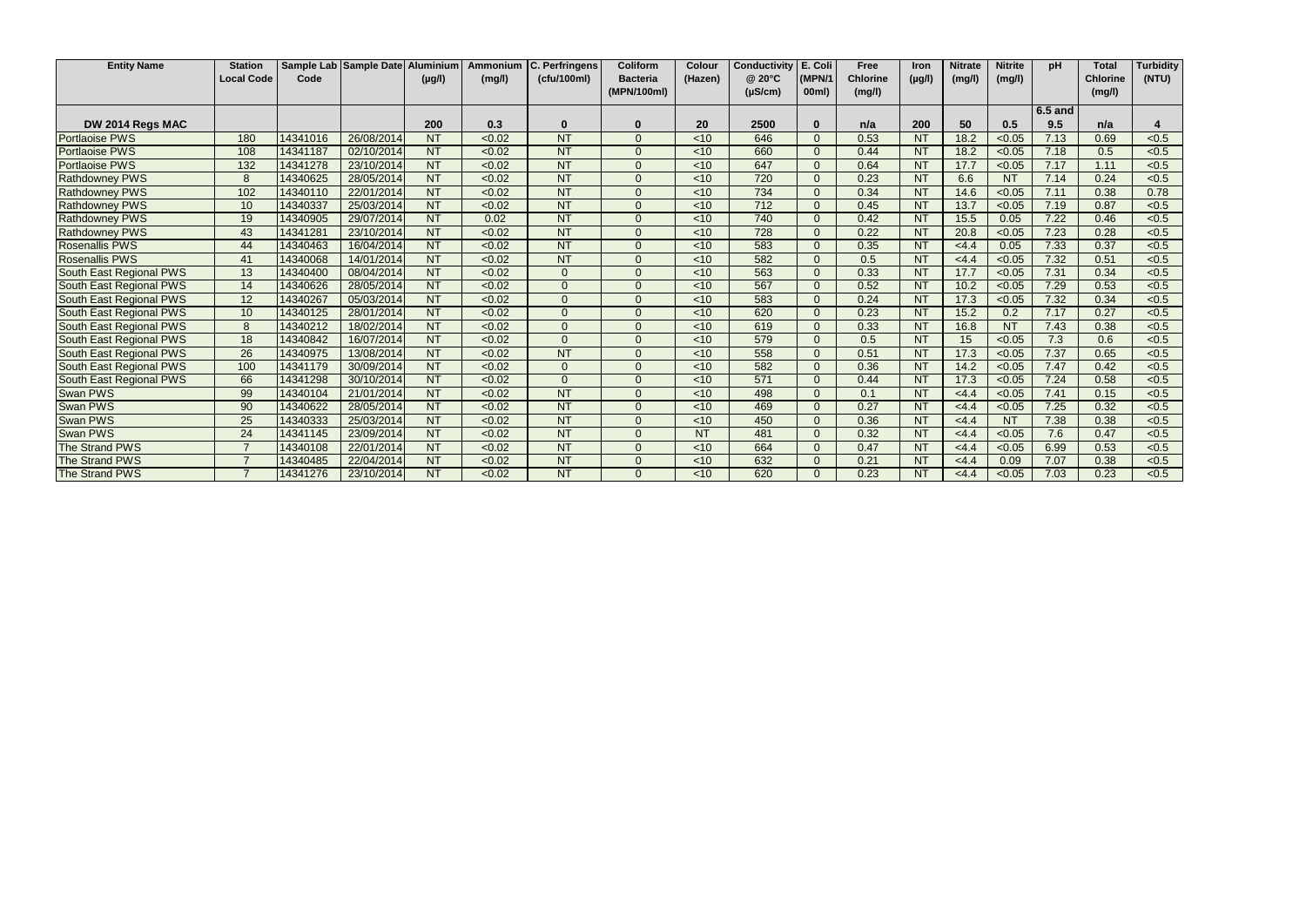| Entity Name | Station Local Code | Sample Lab Code | Sample Date | Aluminium (µg/l) | Ammonium (mg/l) | C. Perfringens (cfu/100ml) | Coliform Bacteria (MPN/100ml) | Colour (Hazen) | Conductivity @ 20°C (µS/cm) | E. Coli (MPN/100ml) | Free Chlorine (mg/l) | Iron (µg/l) | Nitrate (mg/l) | Nitrite (mg/l) | pH | Total Chlorine (mg/l) | Turbidity (NTU) |
|---|---|---|---|---|---|---|---|---|---|---|---|---|---|---|---|---|---|
| **DW 2014 Regs MAC** | | | | **200** | **0.3** | **0** | **0** | **20** | **2500** | **0** | **n/a** | **200** | **50** | **0.5** | **6.5 and 9.5** | **n/a** | **4** |
| Portlaoise PWS | 180 | 14341016 | 26/08/2014 | NT | <0.02 | NT | 0 | <10 | 646 | 0 | 0.53 | NT | 18.2 | <0.05 | 7.13 | 0.69 | <0.5 |
| Portlaoise PWS | 108 | 14341187 | 02/10/2014 | NT | <0.02 | NT | 0 | <10 | 660 | 0 | 0.44 | NT | 18.2 | <0.05 | 7.18 | 0.5 | <0.5 |
| Portlaoise PWS | 132 | 14341278 | 23/10/2014 | NT | <0.02 | NT | 0 | <10 | 647 | 0 | 0.64 | NT | 17.7 | <0.05 | 7.17 | 1.11 | <0.5 |
| Rathdowney PWS | 8 | 14340625 | 28/05/2014 | NT | <0.02 | NT | 0 | <10 | 720 | 0 | 0.23 | NT | 6.6 | NT | 7.14 | 0.24 | <0.5 |
| Rathdowney PWS | 102 | 14340110 | 22/01/2014 | NT | <0.02 | NT | 0 | <10 | 734 | 0 | 0.34 | NT | 14.6 | <0.05 | 7.11 | 0.38 | 0.78 |
| Rathdowney PWS | 10 | 14340337 | 25/03/2014 | NT | <0.02 | NT | 0 | <10 | 712 | 0 | 0.45 | NT | 13.7 | <0.05 | 7.19 | 0.87 | <0.5 |
| Rathdowney PWS | 19 | 14340905 | 29/07/2014 | NT | 0.02 | NT | 0 | <10 | 740 | 0 | 0.42 | NT | 15.5 | 0.05 | 7.22 | 0.46 | <0.5 |
| Rathdowney PWS | 43 | 14341281 | 23/10/2014 | NT | <0.02 | NT | 0 | <10 | 728 | 0 | 0.22 | NT | 20.8 | <0.05 | 7.23 | 0.28 | <0.5 |
| Rosenallis PWS | 44 | 14340463 | 16/04/2014 | NT | <0.02 | NT | 0 | <10 | 583 | 0 | 0.35 | NT | <4.4 | 0.05 | 7.33 | 0.37 | <0.5 |
| Rosenallis PWS | 41 | 14340068 | 14/01/2014 | NT | <0.02 | NT | 0 | <10 | 582 | 0 | 0.5 | NT | <4.4 | <0.05 | 7.32 | 0.51 | <0.5 |
| South East Regional PWS | 13 | 14340400 | 08/04/2014 | NT | <0.02 | 0 | 0 | <10 | 563 | 0 | 0.33 | NT | 17.7 | <0.05 | 7.31 | 0.34 | <0.5 |
| South East Regional PWS | 14 | 14340626 | 28/05/2014 | NT | <0.02 | 0 | 0 | <10 | 567 | 0 | 0.52 | NT | 10.2 | <0.05 | 7.29 | 0.53 | <0.5 |
| South East Regional PWS | 12 | 14340267 | 05/03/2014 | NT | <0.02 | 0 | 0 | <10 | 583 | 0 | 0.24 | NT | 17.3 | <0.05 | 7.32 | 0.34 | <0.5 |
| South East Regional PWS | 10 | 14340125 | 28/01/2014 | NT | <0.02 | 0 | 0 | <10 | 620 | 0 | 0.23 | NT | 15.2 | 0.2 | 7.17 | 0.27 | <0.5 |
| South East Regional PWS | 8 | 14340212 | 18/02/2014 | NT | <0.02 | 0 | 0 | <10 | 619 | 0 | 0.33 | NT | 16.8 | NT | 7.43 | 0.38 | <0.5 |
| South East Regional PWS | 18 | 14340842 | 16/07/2014 | NT | <0.02 | 0 | 0 | <10 | 579 | 0 | 0.5 | NT | 15 | <0.05 | 7.3 | 0.6 | <0.5 |
| South East Regional PWS | 26 | 14340975 | 13/08/2014 | NT | <0.02 | NT | 0 | <10 | 558 | 0 | 0.51 | NT | 17.3 | <0.05 | 7.37 | 0.65 | <0.5 |
| South East Regional PWS | 100 | 14341179 | 30/09/2014 | NT | <0.02 | 0 | 0 | <10 | 582 | 0 | 0.36 | NT | 14.2 | <0.05 | 7.47 | 0.42 | <0.5 |
| South East Regional PWS | 66 | 14341298 | 30/10/2014 | NT | <0.02 | 0 | 0 | <10 | 571 | 0 | 0.44 | NT | 17.3 | <0.05 | 7.24 | 0.58 | <0.5 |
| Swan PWS | 99 | 14340104 | 21/01/2014 | NT | <0.02 | NT | 0 | <10 | 498 | 0 | 0.1 | NT | <4.4 | <0.05 | 7.41 | 0.15 | <0.5 |
| Swan PWS | 90 | 14340622 | 28/05/2014 | NT | <0.02 | NT | 0 | <10 | 469 | 0 | 0.27 | NT | <4.4 | <0.05 | 7.25 | 0.32 | <0.5 |
| Swan PWS | 25 | 14340333 | 25/03/2014 | NT | <0.02 | NT | 0 | <10 | 450 | 0 | 0.36 | NT | <4.4 | NT | 7.38 | 0.38 | <0.5 |
| Swan PWS | 24 | 14341145 | 23/09/2014 | NT | <0.02 | NT | 0 | NT | 481 | 0 | 0.32 | NT | <4.4 | <0.05 | 7.6 | 0.47 | <0.5 |
| The Strand PWS | 7 | 14340108 | 22/01/2014 | NT | <0.02 | NT | 0 | <10 | 664 | 0 | 0.47 | NT | <4.4 | <0.05 | 6.99 | 0.53 | <0.5 |
| The Strand PWS | 7 | 14340485 | 22/04/2014 | NT | <0.02 | NT | 0 | <10 | 632 | 0 | 0.21 | NT | <4.4 | 0.09 | 7.07 | 0.38 | <0.5 |
| The Strand PWS | 7 | 14341276 | 23/10/2014 | NT | <0.02 | NT | 0 | <10 | 620 | 0 | 0.23 | NT | <4.4 | <0.05 | 7.03 | 0.23 | <0.5 |